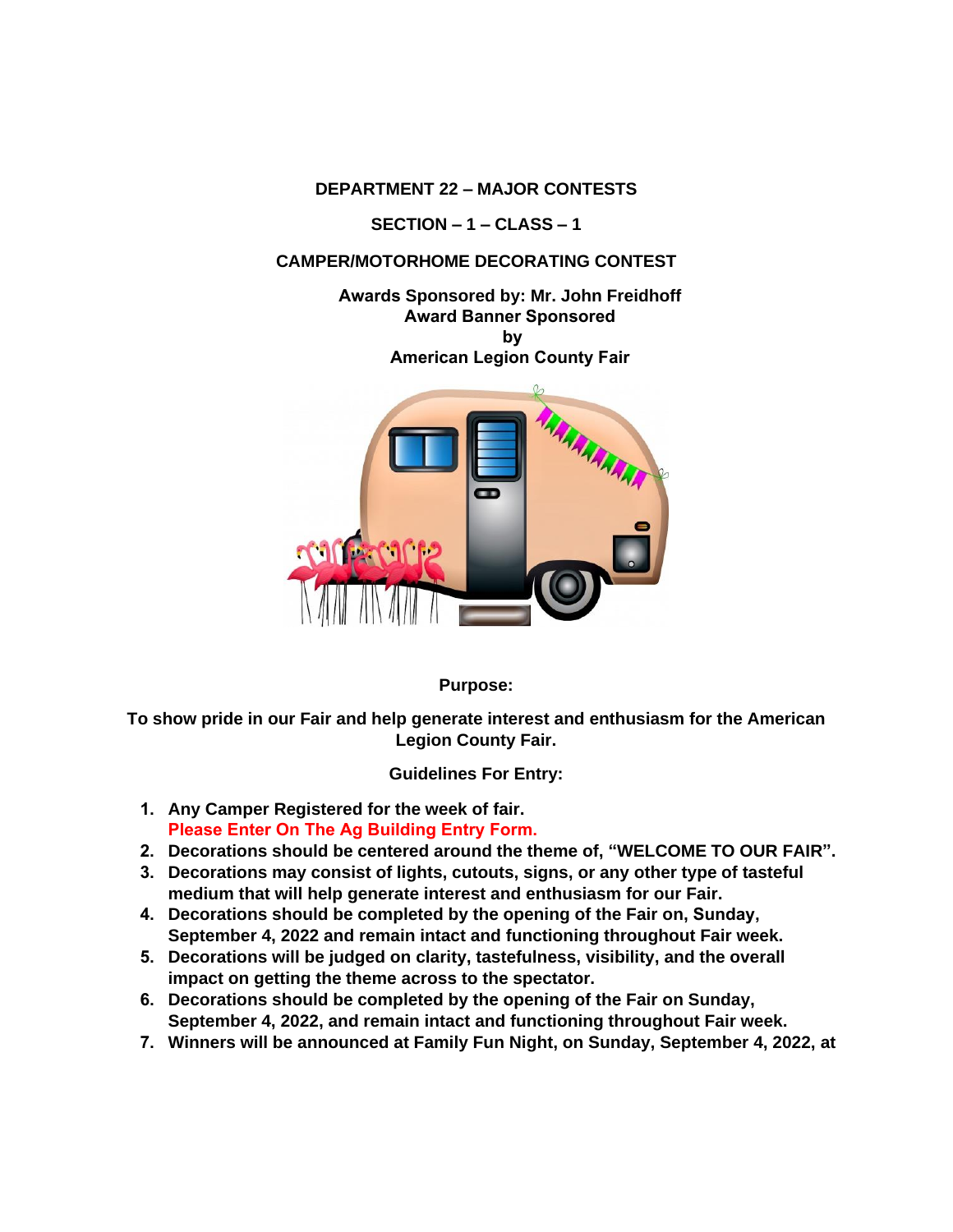# DEPARTMENT 22 – MAJOR CONTESTS

## SECTION – 1 – CLASS – 1

## CAMPER/MOTORHOME DECORATING CONTEST

**Awards Sponsored by: Mr. John Freidhoff**
**Award Banner Sponsored**
**by**
**American Legion County Fair**

**Purpose:**

**To show pride in our Fair and help generate interest and enthusiasm for the American Legion County Fair.**

**Guidelines For Entry:**

1. **Any Camper Registered for the week of fair.**
   **Please Enter On The Ag Building Entry Form.**
2. **Decorations should be centered around the theme of, "WELCOME TO OUR FAIR".**
3. **Decorations may consist of lights, cutouts, signs, or any other type of tasteful medium that will help generate interest and enthusiasm for our Fair.**
4. **Decorations should be completed by the opening of the Fair on, Sunday, September 4, 2022 and remain intact and functioning throughout Fair week.**
5. **Decorations will be judged on clarity, tastefulness, visibility, and the overall impact on getting the theme across to the spectator.**
6. **Decorations should be completed by the opening of the Fair on Sunday, September 4, 2022, and remain intact and functioning throughout Fair week.**
7. **Winners will be announced at Family Fun Night, on Sunday, September 4, 2022, at**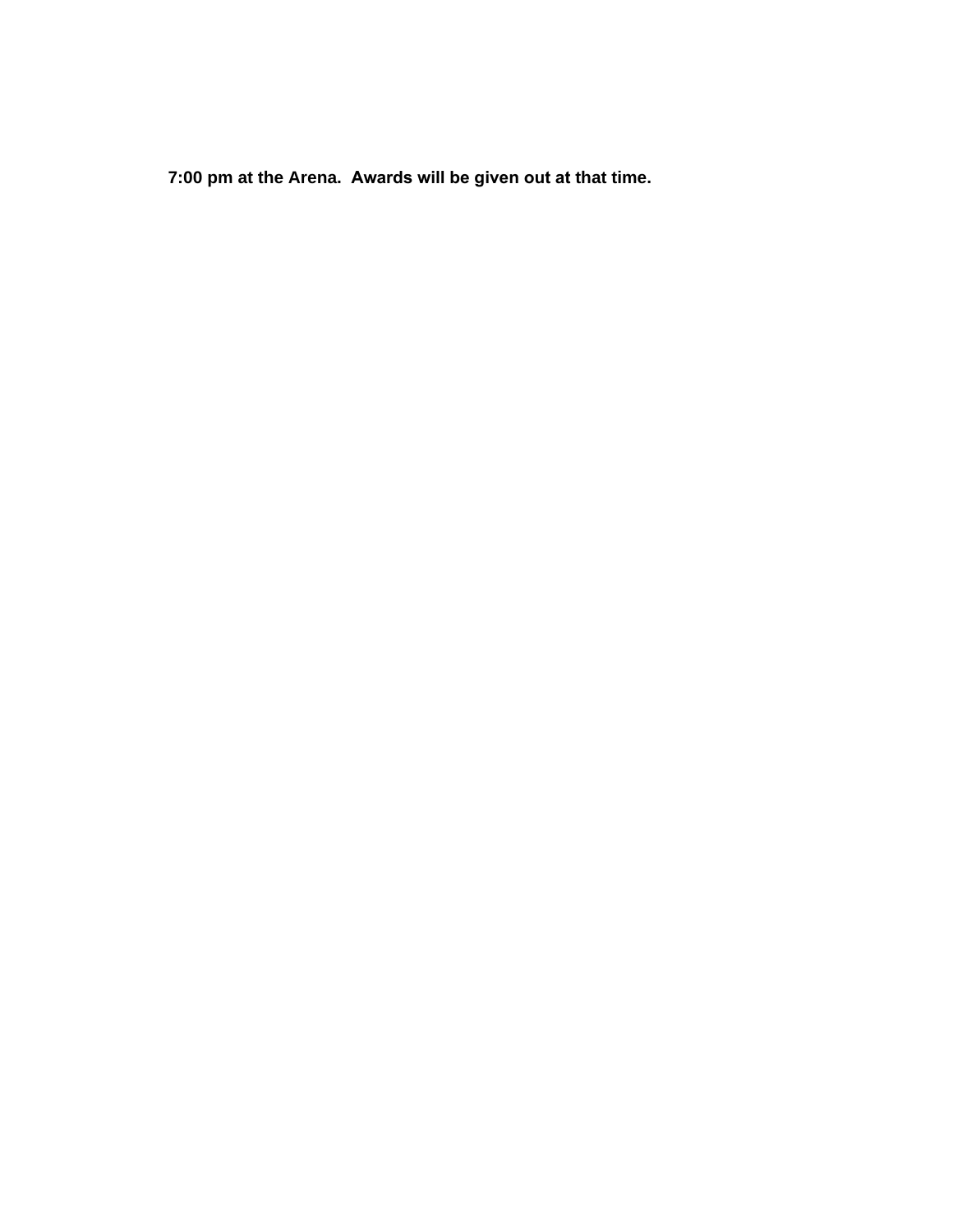**7:00 pm at the Arena.  Awards will be given out at that time.**